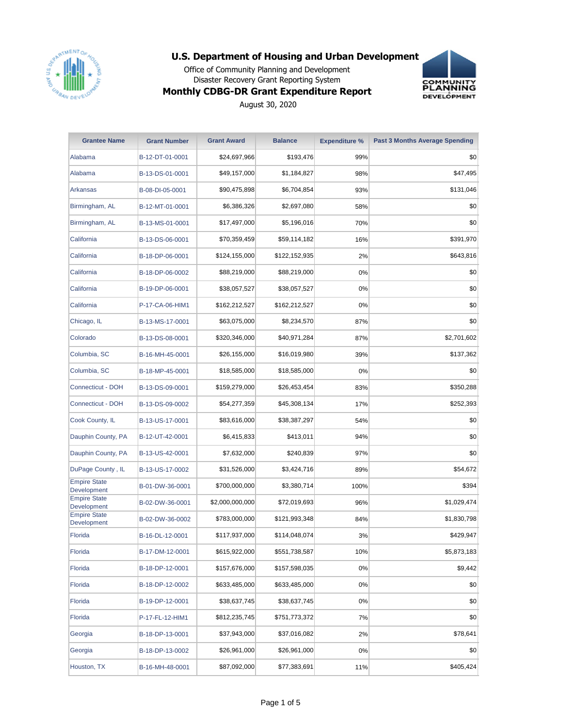# U.S. Department of Housing and Urban Development

Office of Community Planning and Development

Disaster Recovery Grant Reporting System

## Monthly CDBG-DR Grant Expenditure Report

August 30, 2020

| Grantee Name | Grant Number | Grant Award | Balance | Expenditure % | Past 3 Months Average Spending |
|---|---|---|---|---|---|
| Alabama | B-12-DT-01-0001 | $24,697,966 | $193,476 | 99% | $0 |
| Alabama | B-13-DS-01-0001 | $49,157,000 | $1,184,827 | 98% | $47,495 |
| Arkansas | B-08-DI-05-0001 | $90,475,898 | $6,704,854 | 93% | $131,046 |
| Birmingham, AL | B-12-MT-01-0001 | $6,386,326 | $2,697,080 | 58% | $0 |
| Birmingham, AL | B-13-MS-01-0001 | $17,497,000 | $5,196,016 | 70% | $0 |
| California | B-13-DS-06-0001 | $70,359,459 | $59,114,182 | 16% | $391,970 |
| California | B-18-DP-06-0001 | $124,155,000 | $122,152,935 | 2% | $643,816 |
| California | B-18-DP-06-0002 | $88,219,000 | $88,219,000 | 0% | $0 |
| California | B-19-DP-06-0001 | $38,057,527 | $38,057,527 | 0% | $0 |
| California | P-17-CA-06-HIM1 | $162,212,527 | $162,212,527 | 0% | $0 |
| Chicago, IL | B-13-MS-17-0001 | $63,075,000 | $8,234,570 | 87% | $0 |
| Colorado | B-13-DS-08-0001 | $320,346,000 | $40,971,284 | 87% | $2,701,602 |
| Columbia, SC | B-16-MH-45-0001 | $26,155,000 | $16,019,980 | 39% | $137,362 |
| Columbia, SC | B-18-MP-45-0001 | $18,585,000 | $18,585,000 | 0% | $0 |
| Connecticut - DOH | B-13-DS-09-0001 | $159,279,000 | $26,453,454 | 83% | $350,288 |
| Connecticut - DOH | B-13-DS-09-0002 | $54,277,359 | $45,308,134 | 17% | $252,393 |
| Cook County, IL | B-13-US-17-0001 | $83,616,000 | $38,387,297 | 54% | $0 |
| Dauphin County, PA | B-12-UT-42-0001 | $6,415,833 | $413,011 | 94% | $0 |
| Dauphin County, PA | B-13-US-42-0001 | $7,632,000 | $240,839 | 97% | $0 |
| DuPage County , IL | B-13-US-17-0002 | $31,526,000 | $3,424,716 | 89% | $54,672 |
| Empire State Development | B-01-DW-36-0001 | $700,000,000 | $3,380,714 | 100% | $394 |
| Empire State Development | B-02-DW-36-0001 | $2,000,000,000 | $72,019,693 | 96% | $1,029,474 |
| Empire State Development | B-02-DW-36-0002 | $783,000,000 | $121,993,348 | 84% | $1,830,798 |
| Florida | B-16-DL-12-0001 | $117,937,000 | $114,048,074 | 3% | $429,947 |
| Florida | B-17-DM-12-0001 | $615,922,000 | $551,738,587 | 10% | $5,873,183 |
| Florida | B-18-DP-12-0001 | $157,676,000 | $157,598,035 | 0% | $9,442 |
| Florida | B-18-DP-12-0002 | $633,485,000 | $633,485,000 | 0% | $0 |
| Florida | B-19-DP-12-0001 | $38,637,745 | $38,637,745 | 0% | $0 |
| Florida | P-17-FL-12-HIM1 | $812,235,745 | $751,773,372 | 7% | $0 |
| Georgia | B-18-DP-13-0001 | $37,943,000 | $37,016,082 | 2% | $78,641 |
| Georgia | B-18-DP-13-0002 | $26,961,000 | $26,961,000 | 0% | $0 |
| Houston, TX | B-16-MH-48-0001 | $87,092,000 | $77,383,691 | 11% | $405,424 |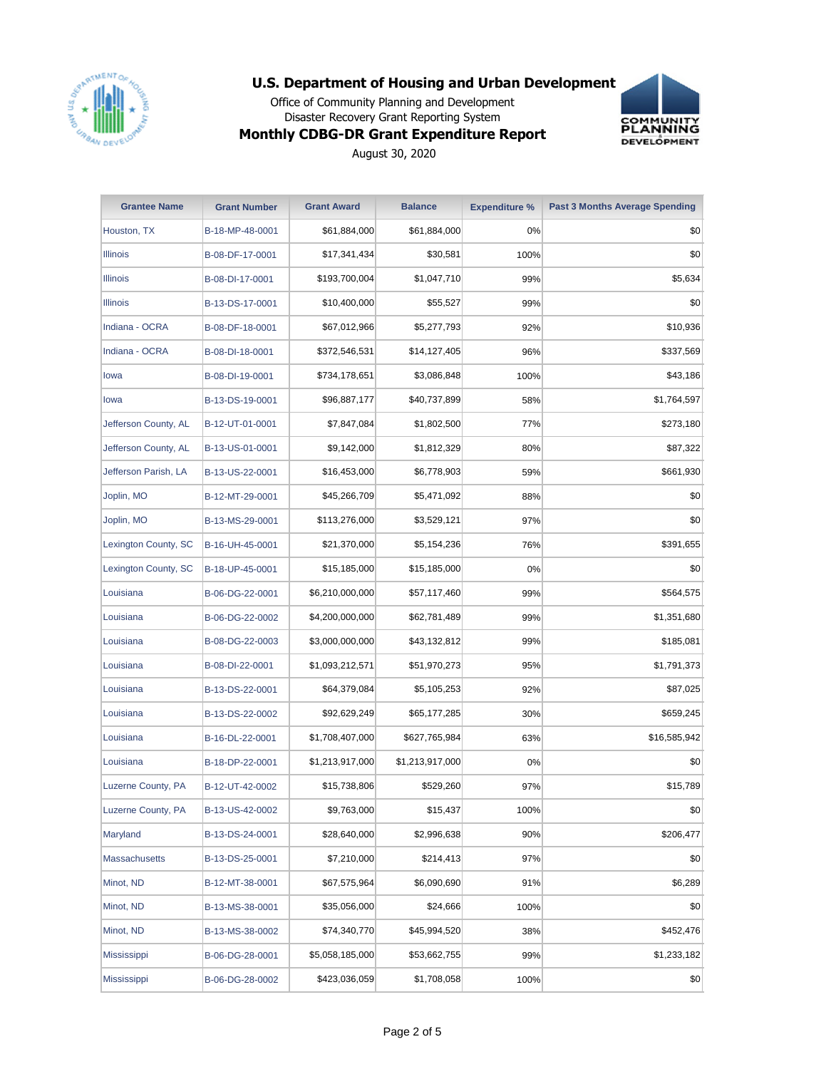# U.S. Department of Housing and Urban Development

Office of Community Planning and Development
Disaster Recovery Grant Reporting System

## Monthly CDBG-DR Grant Expenditure Report

August 30, 2020

| Grantee Name | Grant Number | Grant Award | Balance | Expenditure % | Past 3 Months Average Spending |
|---|---|---|---|---|---|
| Houston, TX | B-18-MP-48-0001 | $61,884,000 | $61,884,000 | 0% | $0 |
| Illinois | B-08-DF-17-0001 | $17,341,434 | $30,581 | 100% | $0 |
| Illinois | B-08-DI-17-0001 | $193,700,004 | $1,047,710 | 99% | $5,634 |
| Illinois | B-13-DS-17-0001 | $10,400,000 | $55,527 | 99% | $0 |
| Indiana - OCRA | B-08-DF-18-0001 | $67,012,966 | $5,277,793 | 92% | $10,936 |
| Indiana - OCRA | B-08-DI-18-0001 | $372,546,531 | $14,127,405 | 96% | $337,569 |
| Iowa | B-08-DI-19-0001 | $734,178,651 | $3,086,848 | 100% | $43,186 |
| Iowa | B-13-DS-19-0001 | $96,887,177 | $40,737,899 | 58% | $1,764,597 |
| Jefferson County, AL | B-12-UT-01-0001 | $7,847,084 | $1,802,500 | 77% | $273,180 |
| Jefferson County, AL | B-13-US-01-0001 | $9,142,000 | $1,812,329 | 80% | $87,322 |
| Jefferson Parish, LA | B-13-US-22-0001 | $16,453,000 | $6,778,903 | 59% | $661,930 |
| Joplin, MO | B-12-MT-29-0001 | $45,266,709 | $5,471,092 | 88% | $0 |
| Joplin, MO | B-13-MS-29-0001 | $113,276,000 | $3,529,121 | 97% | $0 |
| Lexington County, SC | B-16-UH-45-0001 | $21,370,000 | $5,154,236 | 76% | $391,655 |
| Lexington County, SC | B-18-UP-45-0001 | $15,185,000 | $15,185,000 | 0% | $0 |
| Louisiana | B-06-DG-22-0001 | $6,210,000,000 | $57,117,460 | 99% | $564,575 |
| Louisiana | B-06-DG-22-0002 | $4,200,000,000 | $62,781,489 | 99% | $1,351,680 |
| Louisiana | B-08-DG-22-0003 | $3,000,000,000 | $43,132,812 | 99% | $185,081 |
| Louisiana | B-08-DI-22-0001 | $1,093,212,571 | $51,970,273 | 95% | $1,791,373 |
| Louisiana | B-13-DS-22-0001 | $64,379,084 | $5,105,253 | 92% | $87,025 |
| Louisiana | B-13-DS-22-0002 | $92,629,249 | $65,177,285 | 30% | $659,245 |
| Louisiana | B-16-DL-22-0001 | $1,708,407,000 | $627,765,984 | 63% | $16,585,942 |
| Louisiana | B-18-DP-22-0001 | $1,213,917,000 | $1,213,917,000 | 0% | $0 |
| Luzerne County, PA | B-12-UT-42-0002 | $15,738,806 | $529,260 | 97% | $15,789 |
| Luzerne County, PA | B-13-US-42-0002 | $9,763,000 | $15,437 | 100% | $0 |
| Maryland | B-13-DS-24-0001 | $28,640,000 | $2,996,638 | 90% | $206,477 |
| Massachusetts | B-13-DS-25-0001 | $7,210,000 | $214,413 | 97% | $0 |
| Minot, ND | B-12-MT-38-0001 | $67,575,964 | $6,090,690 | 91% | $6,289 |
| Minot, ND | B-13-MS-38-0001 | $35,056,000 | $24,666 | 100% | $0 |
| Minot, ND | B-13-MS-38-0002 | $74,340,770 | $45,994,520 | 38% | $452,476 |
| Mississippi | B-06-DG-28-0001 | $5,058,185,000 | $53,662,755 | 99% | $1,233,182 |
| Mississippi | B-06-DG-28-0002 | $423,036,059 | $1,708,058 | 100% | $0 |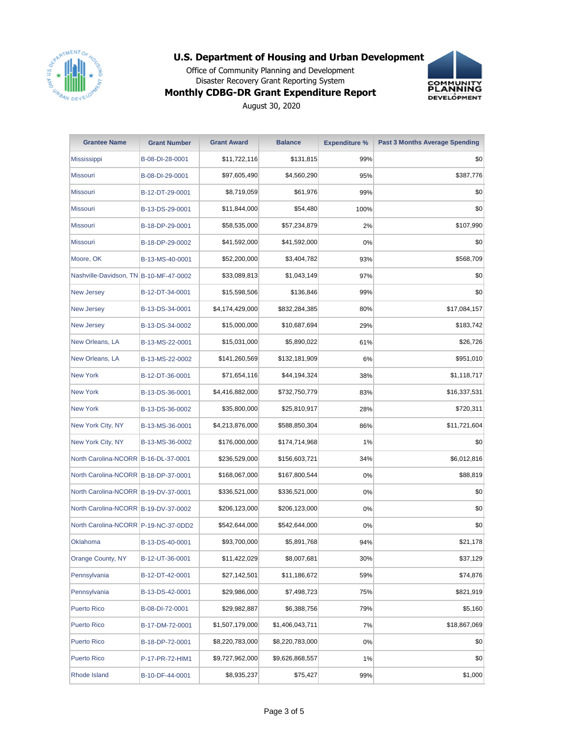# U.S. Department of Housing and Urban Development

Office of Community Planning and Development

Disaster Recovery Grant Reporting System

## Monthly CDBG-DR Grant Expenditure Report

August 30, 2020

| Grantee Name | Grant Number | Grant Award | Balance | Expenditure % | Past 3 Months Average Spending |
|---|---|---|---|---|---|
| Mississippi | B-08-DI-28-0001 | $11,722,116 | $131,815 | 99% | $0 |
| Missouri | B-08-DI-29-0001 | $97,605,490 | $4,560,290 | 95% | $387,776 |
| Missouri | B-12-DT-29-0001 | $8,719,059 | $61,976 | 99% | $0 |
| Missouri | B-13-DS-29-0001 | $11,844,000 | $54,480 | 100% | $0 |
| Missouri | B-18-DP-29-0001 | $58,535,000 | $57,234,879 | 2% | $107,990 |
| Missouri | B-18-DP-29-0002 | $41,592,000 | $41,592,000 | 0% | $0 |
| Moore, OK | B-13-MS-40-0001 | $52,200,000 | $3,404,782 | 93% | $568,709 |
| Nashville-Davidson, TN | B-10-MF-47-0002 | $33,089,813 | $1,043,149 | 97% | $0 |
| New Jersey | B-12-DT-34-0001 | $15,598,506 | $136,846 | 99% | $0 |
| New Jersey | B-13-DS-34-0001 | $4,174,429,000 | $832,284,385 | 80% | $17,084,157 |
| New Jersey | B-13-DS-34-0002 | $15,000,000 | $10,687,694 | 29% | $183,742 |
| New Orleans, LA | B-13-MS-22-0001 | $15,031,000 | $5,890,022 | 61% | $26,726 |
| New Orleans, LA | B-13-MS-22-0002 | $141,260,569 | $132,181,909 | 6% | $951,010 |
| New York | B-12-DT-36-0001 | $71,654,116 | $44,194,324 | 38% | $1,118,717 |
| New York | B-13-DS-36-0001 | $4,416,882,000 | $732,750,779 | 83% | $16,337,531 |
| New York | B-13-DS-36-0002 | $35,800,000 | $25,810,917 | 28% | $720,311 |
| New York City, NY | B-13-MS-36-0001 | $4,213,876,000 | $588,850,304 | 86% | $11,721,604 |
| New York City, NY | B-13-MS-36-0002 | $176,000,000 | $174,714,968 | 1% | $0 |
| North Carolina-NCORR | B-16-DL-37-0001 | $236,529,000 | $156,603,721 | 34% | $6,012,816 |
| North Carolina-NCORR | B-18-DP-37-0001 | $168,067,000 | $167,800,544 | 0% | $88,819 |
| North Carolina-NCORR | B-19-DV-37-0001 | $336,521,000 | $336,521,000 | 0% | $0 |
| North Carolina-NCORR | B-19-DV-37-0002 | $206,123,000 | $206,123,000 | 0% | $0 |
| North Carolina-NCORR | P-19-NC-37-0DD2 | $542,644,000 | $542,644,000 | 0% | $0 |
| Oklahoma | B-13-DS-40-0001 | $93,700,000 | $5,891,768 | 94% | $21,178 |
| Orange County, NY | B-12-UT-36-0001 | $11,422,029 | $8,007,681 | 30% | $37,129 |
| Pennsylvania | B-12-DT-42-0001 | $27,142,501 | $11,186,672 | 59% | $74,876 |
| Pennsylvania | B-13-DS-42-0001 | $29,986,000 | $7,498,723 | 75% | $821,919 |
| Puerto Rico | B-08-DI-72-0001 | $29,982,887 | $6,388,756 | 79% | $5,160 |
| Puerto Rico | B-17-DM-72-0001 | $1,507,179,000 | $1,406,043,711 | 7% | $18,867,069 |
| Puerto Rico | B-18-DP-72-0001 | $8,220,783,000 | $8,220,783,000 | 0% | $0 |
| Puerto Rico | P-17-PR-72-HIM1 | $9,727,962,000 | $9,626,868,557 | 1% | $0 |
| Rhode Island | B-10-DF-44-0001 | $8,935,237 | $75,427 | 99% | $1,000 |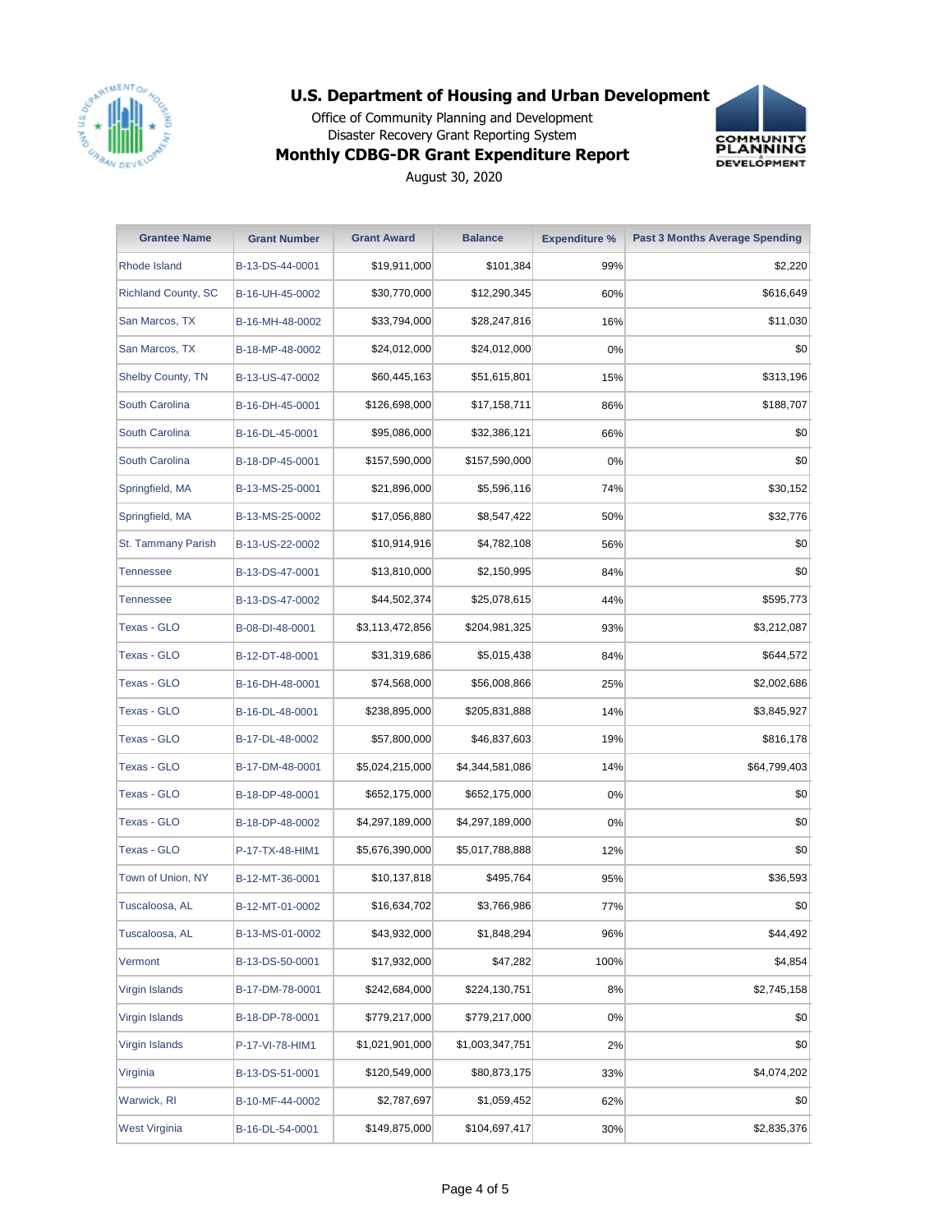# U.S. Department of Housing and Urban Development

Office of Community Planning and Development
Disaster Recovery Grant Reporting System

## Monthly CDBG-DR Grant Expenditure Report

August 30, 2020

| Grantee Name | Grant Number | Grant Award | Balance | Expenditure % | Past 3 Months Average Spending |
|---|---|---|---|---|---|
| Rhode Island | B-13-DS-44-0001 | $19,911,000 | $101,384 | 99% | $2,220 |
| Richland County, SC | B-16-UH-45-0002 | $30,770,000 | $12,290,345 | 60% | $616,649 |
| San Marcos, TX | B-16-MH-48-0002 | $33,794,000 | $28,247,816 | 16% | $11,030 |
| San Marcos, TX | B-18-MP-48-0002 | $24,012,000 | $24,012,000 | 0% | $0 |
| Shelby County, TN | B-13-US-47-0002 | $60,445,163 | $51,615,801 | 15% | $313,196 |
| South Carolina | B-16-DH-45-0001 | $126,698,000 | $17,158,711 | 86% | $188,707 |
| South Carolina | B-16-DL-45-0001 | $95,086,000 | $32,386,121 | 66% | $0 |
| South Carolina | B-18-DP-45-0001 | $157,590,000 | $157,590,000 | 0% | $0 |
| Springfield, MA | B-13-MS-25-0001 | $21,896,000 | $5,596,116 | 74% | $30,152 |
| Springfield, MA | B-13-MS-25-0002 | $17,056,880 | $8,547,422 | 50% | $32,776 |
| St. Tammany Parish | B-13-US-22-0002 | $10,914,916 | $4,782,108 | 56% | $0 |
| Tennessee | B-13-DS-47-0001 | $13,810,000 | $2,150,995 | 84% | $0 |
| Tennessee | B-13-DS-47-0002 | $44,502,374 | $25,078,615 | 44% | $595,773 |
| Texas - GLO | B-08-DI-48-0001 | $3,113,472,856 | $204,981,325 | 93% | $3,212,087 |
| Texas - GLO | B-12-DT-48-0001 | $31,319,686 | $5,015,438 | 84% | $644,572 |
| Texas - GLO | B-16-DH-48-0001 | $74,568,000 | $56,008,866 | 25% | $2,002,686 |
| Texas - GLO | B-16-DL-48-0001 | $238,895,000 | $205,831,888 | 14% | $3,845,927 |
| Texas - GLO | B-17-DL-48-0002 | $57,800,000 | $46,837,603 | 19% | $816,178 |
| Texas - GLO | B-17-DM-48-0001 | $5,024,215,000 | $4,344,581,086 | 14% | $64,799,403 |
| Texas - GLO | B-18-DP-48-0001 | $652,175,000 | $652,175,000 | 0% | $0 |
| Texas - GLO | B-18-DP-48-0002 | $4,297,189,000 | $4,297,189,000 | 0% | $0 |
| Texas - GLO | P-17-TX-48-HIM1 | $5,676,390,000 | $5,017,788,888 | 12% | $0 |
| Town of Union, NY | B-12-MT-36-0001 | $10,137,818 | $495,764 | 95% | $36,593 |
| Tuscaloosa, AL | B-12-MT-01-0002 | $16,634,702 | $3,766,986 | 77% | $0 |
| Tuscaloosa, AL | B-13-MS-01-0002 | $43,932,000 | $1,848,294 | 96% | $44,492 |
| Vermont | B-13-DS-50-0001 | $17,932,000 | $47,282 | 100% | $4,854 |
| Virgin Islands | B-17-DM-78-0001 | $242,684,000 | $224,130,751 | 8% | $2,745,158 |
| Virgin Islands | B-18-DP-78-0001 | $779,217,000 | $779,217,000 | 0% | $0 |
| Virgin Islands | P-17-VI-78-HIM1 | $1,021,901,000 | $1,003,347,751 | 2% | $0 |
| Virginia | B-13-DS-51-0001 | $120,549,000 | $80,873,175 | 33% | $4,074,202 |
| Warwick, RI | B-10-MF-44-0002 | $2,787,697 | $1,059,452 | 62% | $0 |
| West Virginia | B-16-DL-54-0001 | $149,875,000 | $104,697,417 | 30% | $2,835,376 |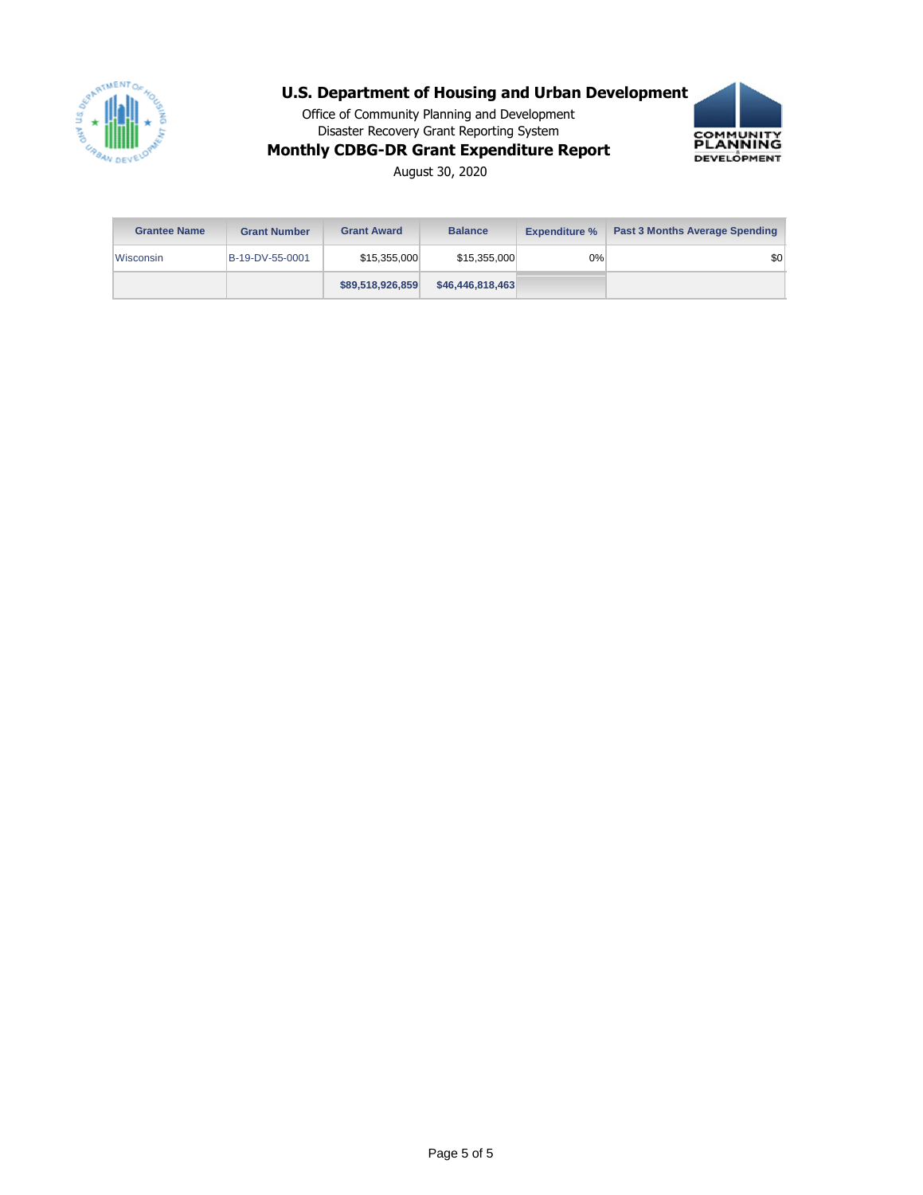# U.S. Department of Housing and Urban Development

Office of Community Planning and Development
Disaster Recovery Grant Reporting System

## Monthly CDBG-DR Grant Expenditure Report

August 30, 2020

| Grantee Name | Grant Number | Grant Award | Balance | Expenditure % | Past 3 Months Average Spending |
|---|---|---|---|---|---|
| Wisconsin | B-19-DV-55-0001 | $15,355,000 | $15,355,000 | 0% | $0 |
| | | **$89,518,926,859** | **$46,446,818,463** | | |